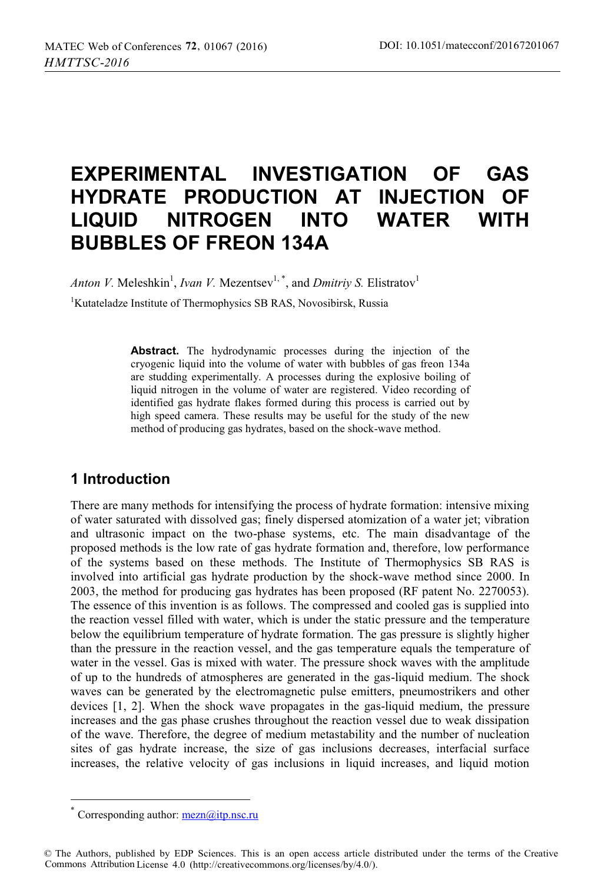# EXPERIMENTAL INVESTIGATION OF GAS HYDRATE PRODUCTION AT INJECTION OF LIQUID NITROGEN INTO WATER WITH BUBBLES OF FREON 134A

*Anton V.* Meleshkin[1], *Ivan V.* Mezentsev[1,*], and *Dmitriy S.* Elistratov[1]

[1]Kutateladze Institute of Thermophysics SB RAS, Novosibirsk, Russia

> **Abstract.** The hydrodynamic processes during the injection of the cryogenic liquid into the volume of water with bubbles of gas freon 134a are studding experimentally. A processes during the explosive boiling of liquid nitrogen in the volume of water are registered. Video recording of identified gas hydrate flakes formed during this process is carried out by high speed camera. These results may be useful for the study of the new method of producing gas hydrates, based on the shock-wave method.

## 1 Introduction

There are many methods for intensifying the process of hydrate formation: intensive mixing of water saturated with dissolved gas; finely dispersed atomization of a water jet; vibration and ultrasonic impact on the two-phase systems, etc. The main disadvantage of the proposed methods is the low rate of gas hydrate formation and, therefore, low performance of the systems based on these methods. The Institute of Thermophysics SB RAS is involved into artificial gas hydrate production by the shock-wave method since 2000. In 2003, the method for producing gas hydrates has been proposed (RF patent No. 2270053). The essence of this invention is as follows. The compressed and cooled gas is supplied into the reaction vessel filled with water, which is under the static pressure and the temperature below the equilibrium temperature of hydrate formation. The gas pressure is slightly higher than the pressure in the reaction vessel, and the gas temperature equals the temperature of water in the vessel. Gas is mixed with water. The pressure shock waves with the amplitude of up to the hundreds of atmospheres are generated in the gas-liquid medium. The shock waves can be generated by the electromagnetic pulse emitters, pneumostrikers and other devices [1, 2]. When the shock wave propagates in the gas-liquid medium, the pressure increases and the gas phase crushes throughout the reaction vessel due to weak dissipation of the wave. Therefore, the degree of medium metastability and the number of nucleation sites of gas hydrate increase, the size of gas inclusions decreases, interfacial surface increases, the relative velocity of gas inclusions in liquid increases, and liquid motion

---

[*] Corresponding author: mezn@itp.nsc.ru

© The Authors, published by EDP Sciences. This is an open access article distributed under the terms of the Creative Commons Attribution License 4.0 (http://creativecommons.org/licenses/by/4.0/).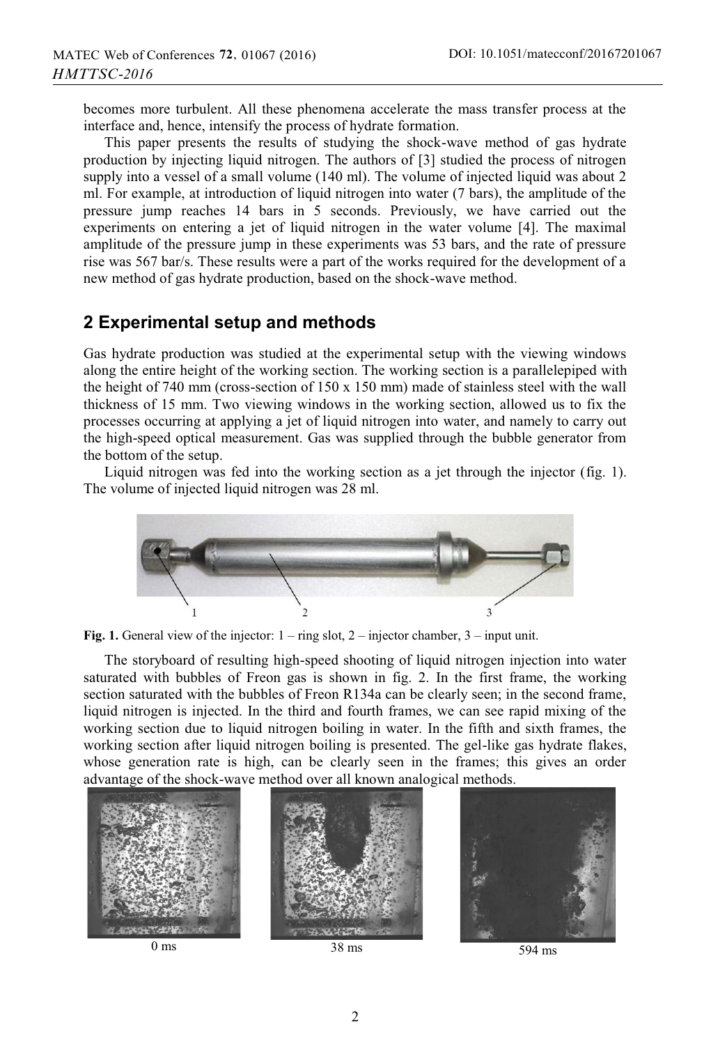becomes more turbulent. All these phenomena accelerate the mass transfer process at the interface and, hence, intensify the process of hydrate formation.

This paper presents the results of studying the shock-wave method of gas hydrate production by injecting liquid nitrogen. The authors of [3] studied the process of nitrogen supply into a vessel of a small volume (140 ml). The volume of injected liquid was about 2 ml. For example, at introduction of liquid nitrogen into water (7 bars), the amplitude of the pressure jump reaches 14 bars in 5 seconds. Previously, we have carried out the experiments on entering a jet of liquid nitrogen in the water volume [4]. The maximal amplitude of the pressure jump in these experiments was 53 bars, and the rate of pressure rise was 567 bar/s. These results were a part of the works required for the development of a new method of gas hydrate production, based on the shock-wave method.

## 2 Experimental setup and methods

Gas hydrate production was studied at the experimental setup with the viewing windows along the entire height of the working section. The working section is a parallelepiped with the height of 740 mm (cross-section of 150 x 150 mm) made of stainless steel with the wall thickness of 15 mm. Two viewing windows in the working section, allowed us to fix the processes occurring at applying a jet of liquid nitrogen into water, and namely to carry out the high-speed optical measurement. Gas was supplied through the bubble generator from the bottom of the setup.

Liquid nitrogen was fed into the working section as a jet through the injector (fig. 1). The volume of injected liquid nitrogen was 28 ml.

**Fig. 1.** General view of the injector: 1 – ring slot, 2 – injector chamber, 3 – input unit.

The storyboard of resulting high-speed shooting of liquid nitrogen injection into water saturated with bubbles of Freon gas is shown in fig. 2. In the first frame, the working section saturated with the bubbles of Freon R134a can be clearly seen; in the second frame, liquid nitrogen is injected. In the third and fourth frames, we can see rapid mixing of the working section due to liquid nitrogen boiling in water. In the fifth and sixth frames, the working section after liquid nitrogen boiling is presented. The gel-like gas hydrate flakes, whose generation rate is high, can be clearly seen in the frames; this gives an order advantage of the shock-wave method over all known analogical methods.

0 ms  38 ms  594 ms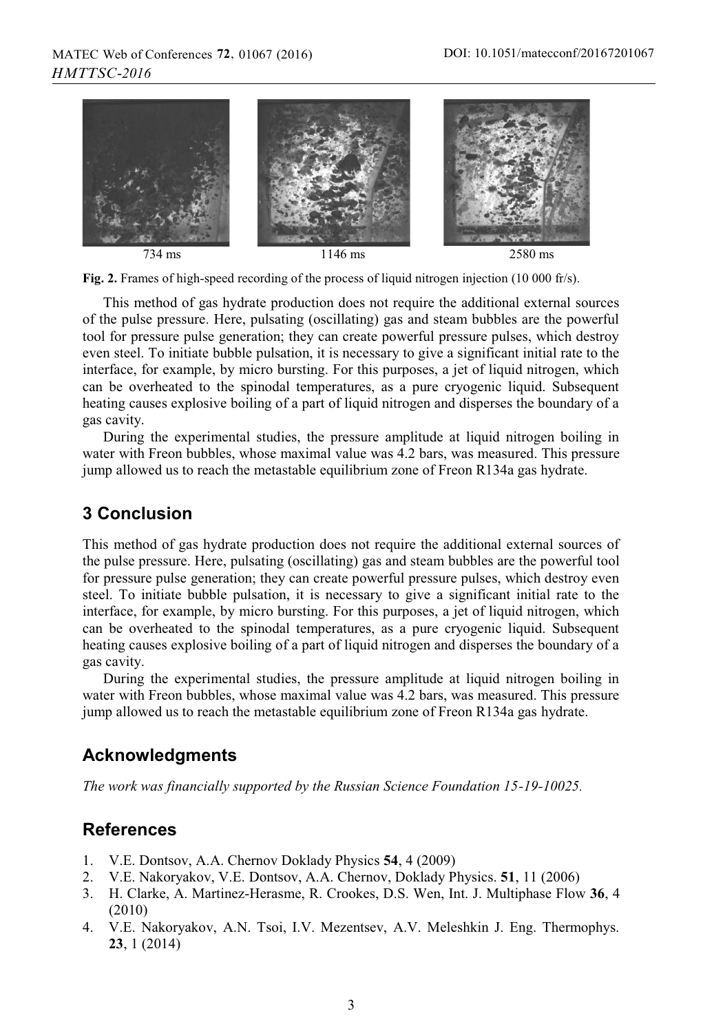734 ms

1146 ms

2580 ms

**Fig. 2.** Frames of high-speed recording of the process of liquid nitrogen injection (10 000 fr/s).

This method of gas hydrate production does not require the additional external sources of the pulse pressure. Here, pulsating (oscillating) gas and steam bubbles are the powerful tool for pressure pulse generation; they can create powerful pressure pulses, which destroy even steel. To initiate bubble pulsation, it is necessary to give a significant initial rate to the interface, for example, by micro bursting. For this purposes, a jet of liquid nitrogen, which can be overheated to the spinodal temperatures, as a pure cryogenic liquid. Subsequent heating causes explosive boiling of a part of liquid nitrogen and disperses the boundary of a gas cavity.

During the experimental studies, the pressure amplitude at liquid nitrogen boiling in water with Freon bubbles, whose maximal value was 4.2 bars, was measured. This pressure jump allowed us to reach the metastable equilibrium zone of Freon R134a gas hydrate.

## 3 Conclusion

This method of gas hydrate production does not require the additional external sources of the pulse pressure. Here, pulsating (oscillating) gas and steam bubbles are the powerful tool for pressure pulse generation; they can create powerful pressure pulses, which destroy even steel. To initiate bubble pulsation, it is necessary to give a significant initial rate to the interface, for example, by micro bursting. For this purposes, a jet of liquid nitrogen, which can be overheated to the spinodal temperatures, as a pure cryogenic liquid. Subsequent heating causes explosive boiling of a part of liquid nitrogen and disperses the boundary of a gas cavity.

During the experimental studies, the pressure amplitude at liquid nitrogen boiling in water with Freon bubbles, whose maximal value was 4.2 bars, was measured. This pressure jump allowed us to reach the metastable equilibrium zone of Freon R134a gas hydrate.

## Acknowledgments

*The work was financially supported by the Russian Science Foundation 15-19-10025.*

## References

1. V.E. Dontsov, A.A. Chernov Doklady Physics **54**, 4 (2009)
2. V.E. Nakoryakov, V.E. Dontsov, A.A. Chernov, Doklady Physics. **51**, 11 (2006)
3. H. Clarke, A. Martinez-Herasme, R. Crookes, D.S. Wen, Int. J. Multiphase Flow **36**, 4 (2010)
4. V.E. Nakoryakov, A.N. Tsoi, I.V. Mezentsev, A.V. Meleshkin J. Eng. Thermophys. **23**, 1 (2014)